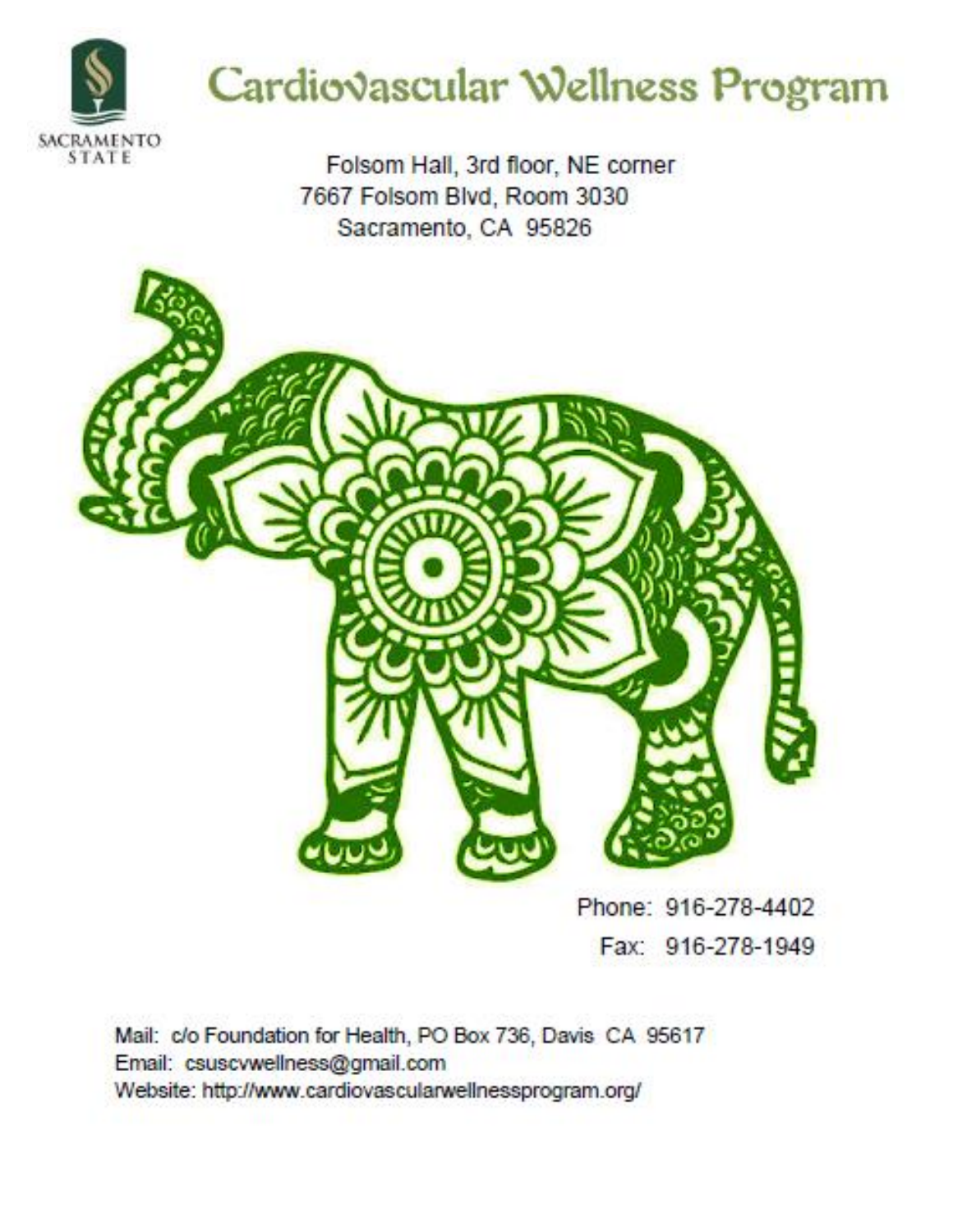# Cardiovascular Wellness Program

SACRAMENTO STATE

Folsom Hall, 3rd floor, NE corner
7667 Folsom Blvd, Room 3030
Sacramento, CA 95826

Phone: 916-278-4402
Fax: 916-278-1949

Mail: c/o Foundation for Health, PO Box 736, Davis CA 95617
Email: csuscvwellness@gmail.com
Website: http://www.cardiovascularwellnessprogram.org/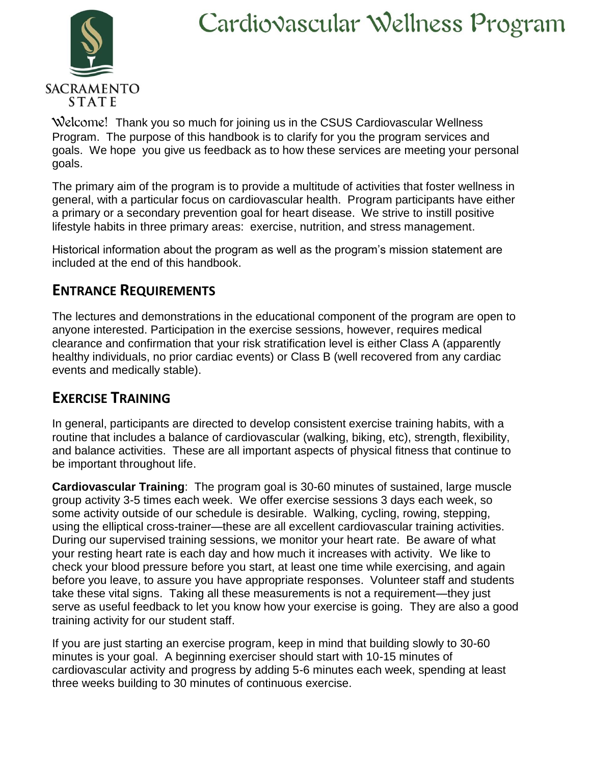# Cardiovascular Wellness Program

SACRAMENTO STATE

Welcome! Thank you so much for joining us in the CSUS Cardiovascular Wellness Program. The purpose of this handbook is to clarify for you the program services and goals. We hope you give us feedback as to how these services are meeting your personal goals.

The primary aim of the program is to provide a multitude of activities that foster wellness in general, with a particular focus on cardiovascular health. Program participants have either a primary or a secondary prevention goal for heart disease. We strive to instill positive lifestyle habits in three primary areas: exercise, nutrition, and stress management.

Historical information about the program as well as the program's mission statement are included at the end of this handbook.

## ENTRANCE REQUIREMENTS

The lectures and demonstrations in the educational component of the program are open to anyone interested. Participation in the exercise sessions, however, requires medical clearance and confirmation that your risk stratification level is either Class A (apparently healthy individuals, no prior cardiac events) or Class B (well recovered from any cardiac events and medically stable).

## EXERCISE TRAINING

In general, participants are directed to develop consistent exercise training habits, with a routine that includes a balance of cardiovascular (walking, biking, etc), strength, flexibility, and balance activities. These are all important aspects of physical fitness that continue to be important throughout life.

**Cardiovascular Training**: The program goal is 30-60 minutes of sustained, large muscle group activity 3-5 times each week. We offer exercise sessions 3 days each week, so some activity outside of our schedule is desirable. Walking, cycling, rowing, stepping, using the elliptical cross-trainer—these are all excellent cardiovascular training activities. During our supervised training sessions, we monitor your heart rate. Be aware of what your resting heart rate is each day and how much it increases with activity. We like to check your blood pressure before you start, at least one time while exercising, and again before you leave, to assure you have appropriate responses. Volunteer staff and students take these vital signs. Taking all these measurements is not a requirement—they just serve as useful feedback to let you know how your exercise is going. They are also a good training activity for our student staff.

If you are just starting an exercise program, keep in mind that building slowly to 30-60 minutes is your goal. A beginning exerciser should start with 10-15 minutes of cardiovascular activity and progress by adding 5-6 minutes each week, spending at least three weeks building to 30 minutes of continuous exercise.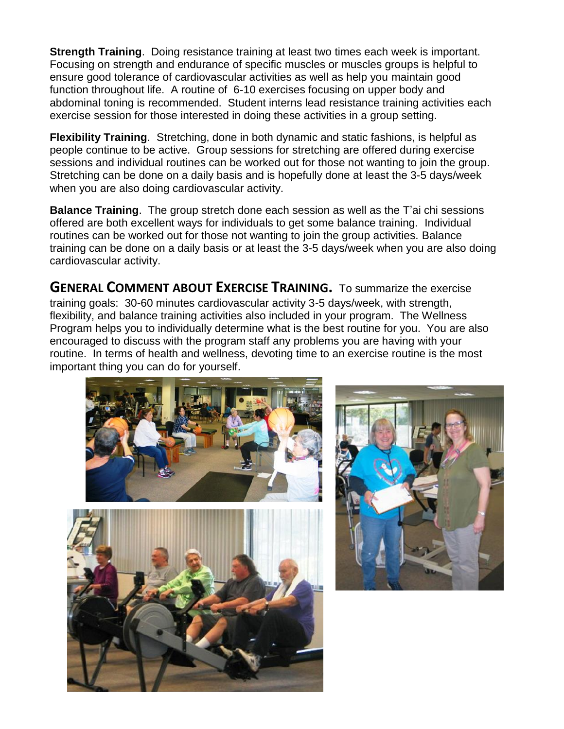**Strength Training**. Doing resistance training at least two times each week is important. Focusing on strength and endurance of specific muscles or muscles groups is helpful to ensure good tolerance of cardiovascular activities as well as help you maintain good function throughout life. A routine of 6-10 exercises focusing on upper body and abdominal toning is recommended. Student interns lead resistance training activities each exercise session for those interested in doing these activities in a group setting.

**Flexibility Training**. Stretching, done in both dynamic and static fashions, is helpful as people continue to be active. Group sessions for stretching are offered during exercise sessions and individual routines can be worked out for those not wanting to join the group. Stretching can be done on a daily basis and is hopefully done at least the 3-5 days/week when you are also doing cardiovascular activity.

**Balance Training**. The group stretch done each session as well as the T'ai chi sessions offered are both excellent ways for individuals to get some balance training. Individual routines can be worked out for those not wanting to join the group activities. Balance training can be done on a daily basis or at least the 3-5 days/week when you are also doing cardiovascular activity.

**GENERAL COMMENT ABOUT EXERCISE TRAINING.** To summarize the exercise training goals: 30-60 minutes cardiovascular activity 3-5 days/week, with strength, flexibility, and balance training activities also included in your program. The Wellness Program helps you to individually determine what is the best routine for you. You are also encouraged to discuss with the program staff any problems you are having with your routine. In terms of health and wellness, devoting time to an exercise routine is the most important thing you can do for yourself.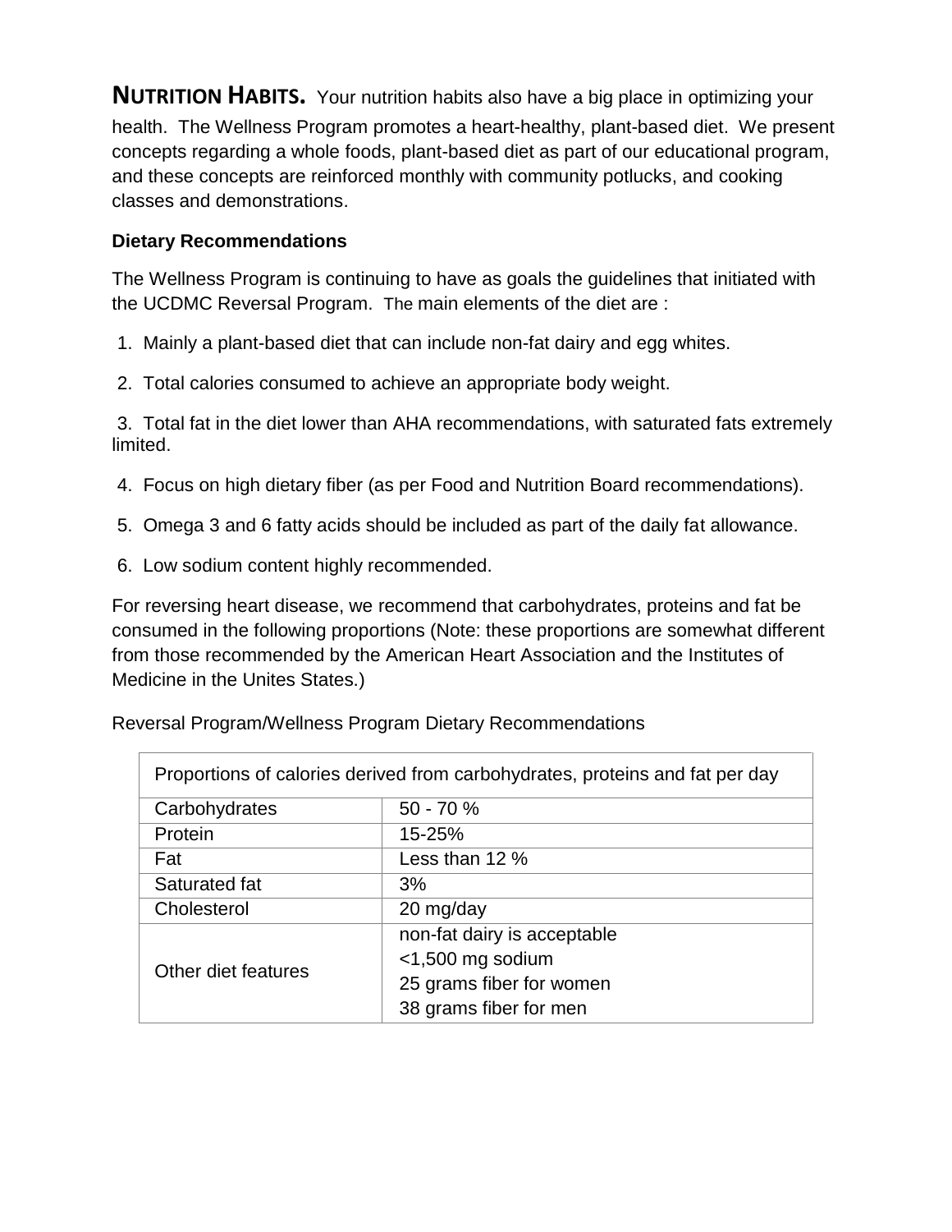**NUTRITION HABITS.** Your nutrition habits also have a big place in optimizing your health. The Wellness Program promotes a heart-healthy, plant-based diet. We present concepts regarding a whole foods, plant-based diet as part of our educational program, and these concepts are reinforced monthly with community potlucks, and cooking classes and demonstrations.

**Dietary Recommendations**

The Wellness Program is continuing to have as goals the guidelines that initiated with the UCDMC Reversal Program. The main elements of the diet are :

1. Mainly a plant-based diet that can include non-fat dairy and egg whites.
2. Total calories consumed to achieve an appropriate body weight.
3. Total fat in the diet lower than AHA recommendations, with saturated fats extremely limited.
4. Focus on high dietary fiber (as per Food and Nutrition Board recommendations).
5. Omega 3 and 6 fatty acids should be included as part of the daily fat allowance.
6. Low sodium content highly recommended.

For reversing heart disease, we recommend that carbohydrates, proteins and fat be consumed in the following proportions (Note: these proportions are somewhat different from those recommended by the American Heart Association and the Institutes of Medicine in the Unites States.)

Reversal Program/Wellness Program Dietary Recommendations

| Proportions of calories derived from carbohydrates, proteins and fat per day | |
|---|---|
| Carbohydrates | 50 - 70 % |
| Protein | 15-25% |
| Fat | Less than 12 % |
| Saturated fat | 3% |
| Cholesterol | 20 mg/day |
| Other diet features | non-fat dairy is acceptable<br><1,500 mg sodium<br>25 grams fiber for women<br>38 grams fiber for men |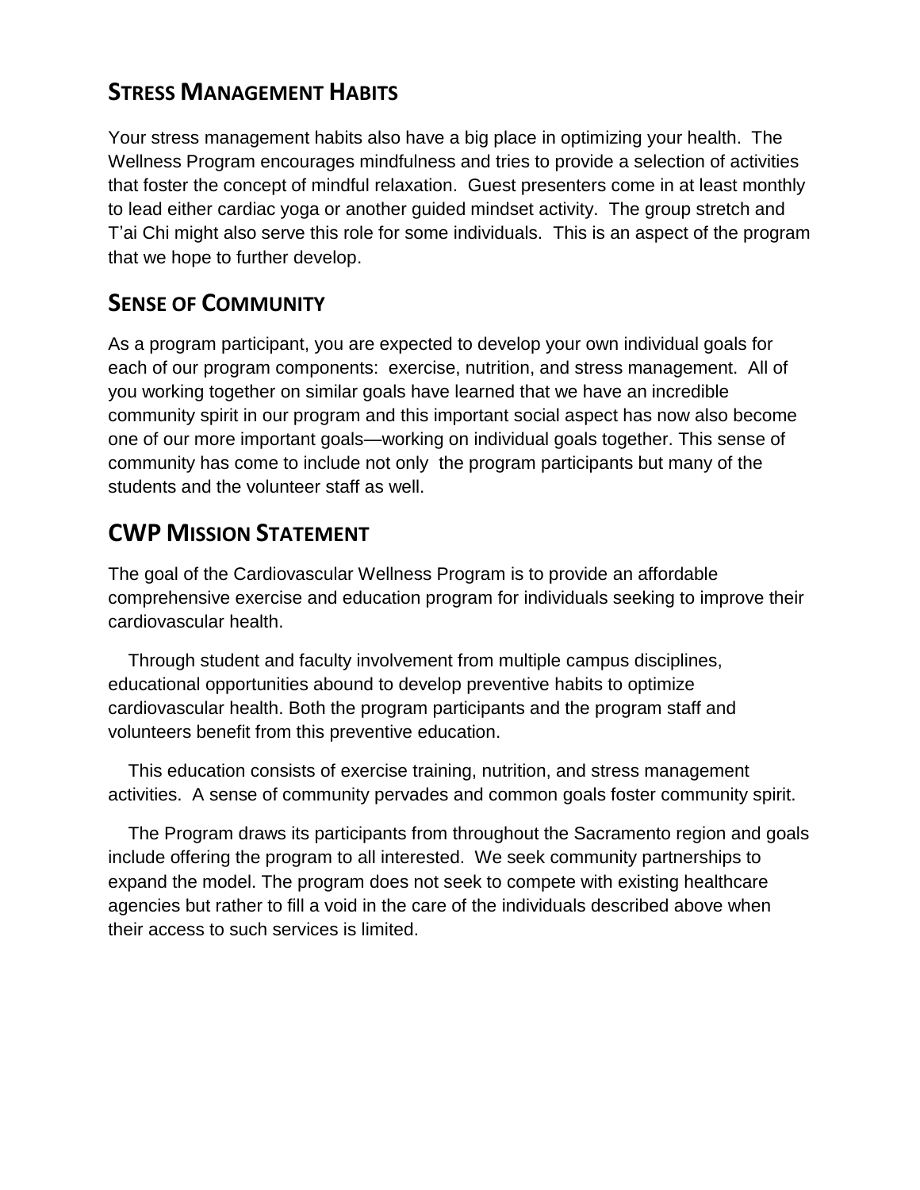## STRESS MANAGEMENT HABITS

Your stress management habits also have a big place in optimizing your health. The Wellness Program encourages mindfulness and tries to provide a selection of activities that foster the concept of mindful relaxation. Guest presenters come in at least monthly to lead either cardiac yoga or another guided mindset activity. The group stretch and T'ai Chi might also serve this role for some individuals. This is an aspect of the program that we hope to further develop.

## SENSE OF COMMUNITY

As a program participant, you are expected to develop your own individual goals for each of our program components: exercise, nutrition, and stress management. All of you working together on similar goals have learned that we have an incredible community spirit in our program and this important social aspect has now also become one of our more important goals—working on individual goals together. This sense of community has come to include not only the program participants but many of the students and the volunteer staff as well.

## CWP MISSION STATEMENT

The goal of the Cardiovascular Wellness Program is to provide an affordable comprehensive exercise and education program for individuals seeking to improve their cardiovascular health.

Through student and faculty involvement from multiple campus disciplines, educational opportunities abound to develop preventive habits to optimize cardiovascular health. Both the program participants and the program staff and volunteers benefit from this preventive education.

This education consists of exercise training, nutrition, and stress management activities. A sense of community pervades and common goals foster community spirit.

The Program draws its participants from throughout the Sacramento region and goals include offering the program to all interested. We seek community partnerships to expand the model. The program does not seek to compete with existing healthcare agencies but rather to fill a void in the care of the individuals described above when their access to such services is limited.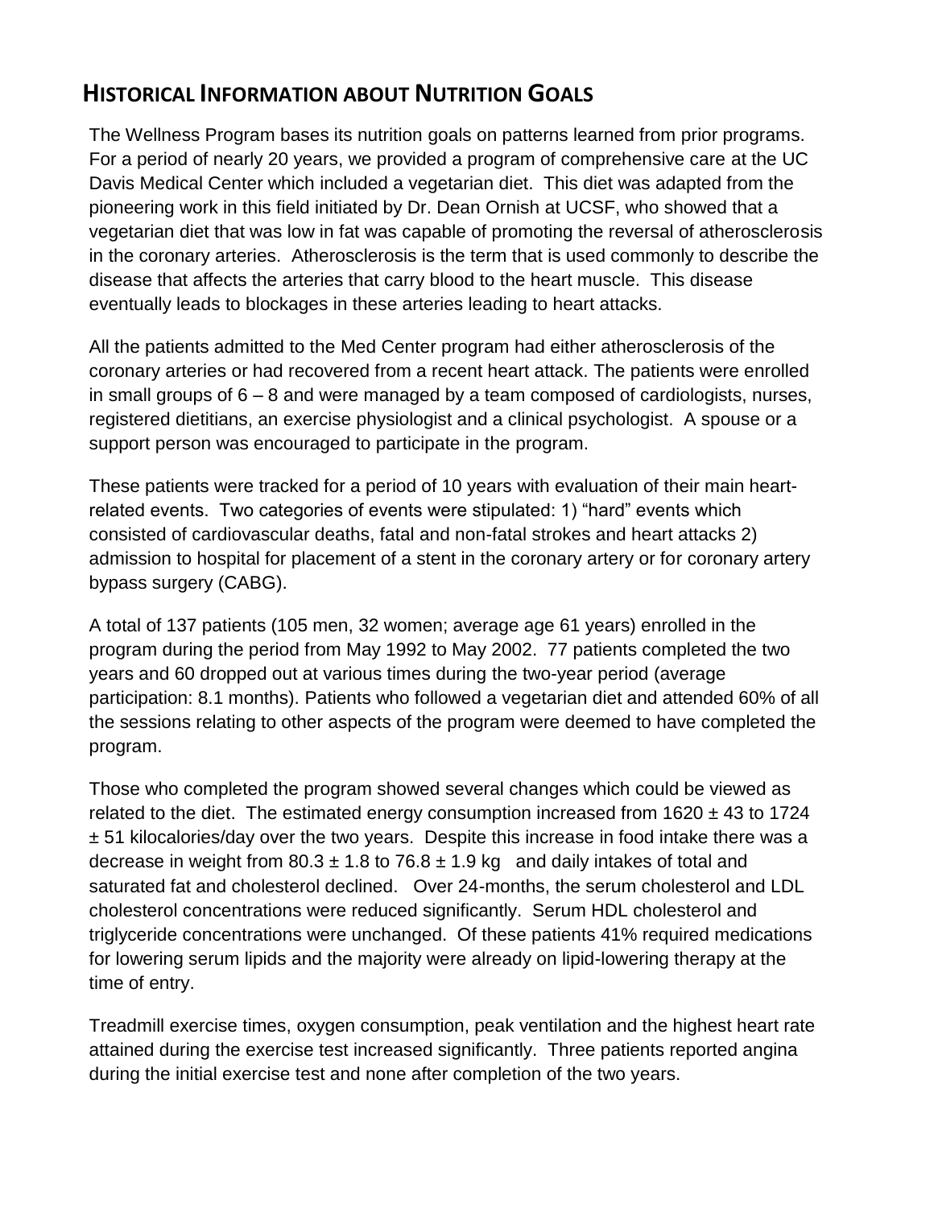## Historical Information about Nutrition Goals

The Wellness Program bases its nutrition goals on patterns learned from prior programs. For a period of nearly 20 years, we provided a program of comprehensive care at the UC Davis Medical Center which included a vegetarian diet. This diet was adapted from the pioneering work in this field initiated by Dr. Dean Ornish at UCSF, who showed that a vegetarian diet that was low in fat was capable of promoting the reversal of atherosclerosis in the coronary arteries. Atherosclerosis is the term that is used commonly to describe the disease that affects the arteries that carry blood to the heart muscle. This disease eventually leads to blockages in these arteries leading to heart attacks.

All the patients admitted to the Med Center program had either atherosclerosis of the coronary arteries or had recovered from a recent heart attack. The patients were enrolled in small groups of 6 – 8 and were managed by a team composed of cardiologists, nurses, registered dietitians, an exercise physiologist and a clinical psychologist. A spouse or a support person was encouraged to participate in the program.

These patients were tracked for a period of 10 years with evaluation of their main heart-related events. Two categories of events were stipulated: 1) "hard" events which consisted of cardiovascular deaths, fatal and non-fatal strokes and heart attacks 2) admission to hospital for placement of a stent in the coronary artery or for coronary artery bypass surgery (CABG).

A total of 137 patients (105 men, 32 women; average age 61 years) enrolled in the program during the period from May 1992 to May 2002. 77 patients completed the two years and 60 dropped out at various times during the two-year period (average participation: 8.1 months). Patients who followed a vegetarian diet and attended 60% of all the sessions relating to other aspects of the program were deemed to have completed the program.

Those who completed the program showed several changes which could be viewed as related to the diet. The estimated energy consumption increased from $1620 \pm 43$ to $1724 \pm 51$ kilocalories/day over the two years. Despite this increase in food intake there was a decrease in weight from $80.3 \pm 1.8$ to $76.8 \pm 1.9$ kg and daily intakes of total and saturated fat and cholesterol declined. Over 24-months, the serum cholesterol and LDL cholesterol concentrations were reduced significantly. Serum HDL cholesterol and triglyceride concentrations were unchanged. Of these patients 41% required medications for lowering serum lipids and the majority were already on lipid-lowering therapy at the time of entry.

Treadmill exercise times, oxygen consumption, peak ventilation and the highest heart rate attained during the exercise test increased significantly. Three patients reported angina during the initial exercise test and none after completion of the two years.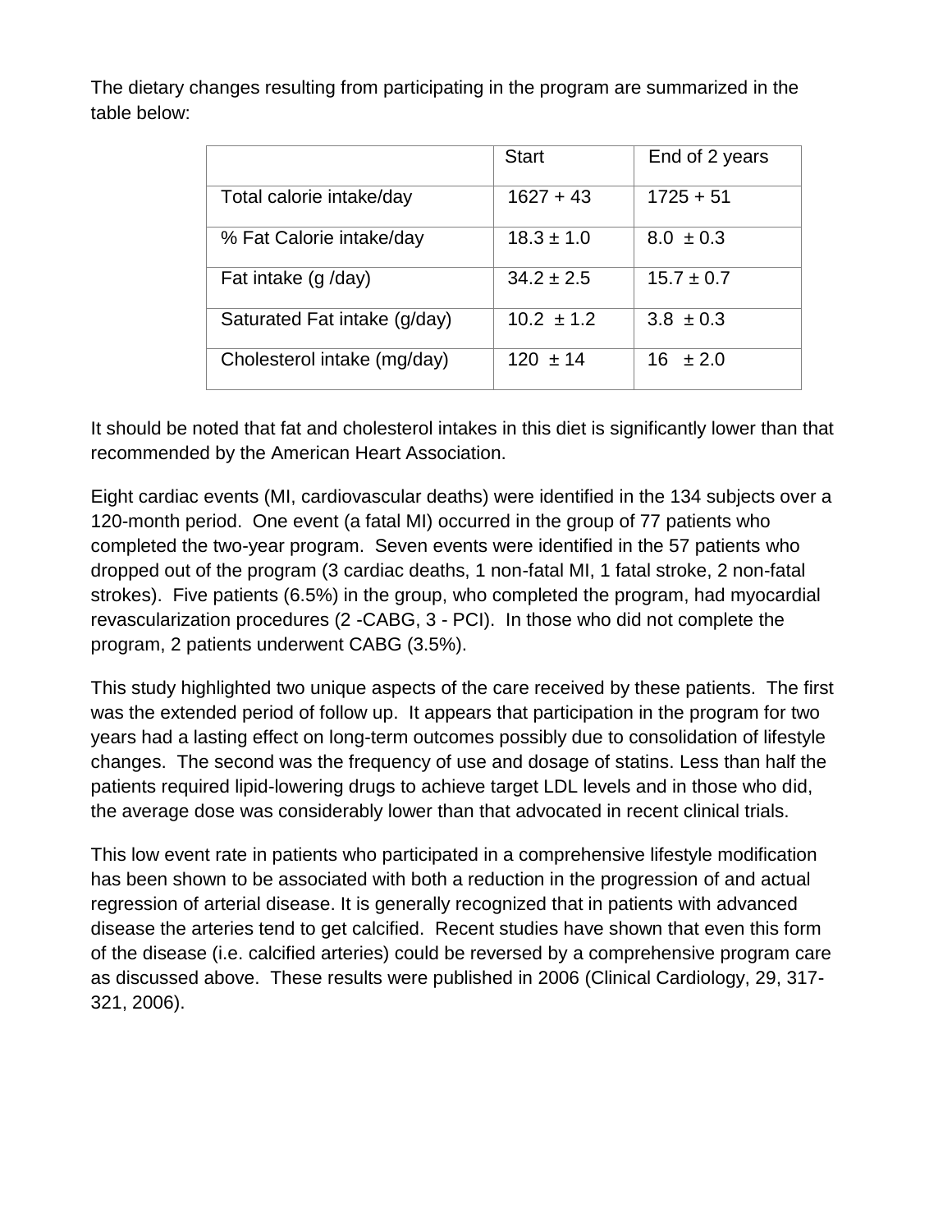The dietary changes resulting from participating in the program are summarized in the table below:

| | Start | End of 2 years |
|---|---|---|
| Total calorie intake/day | 1627 + 43 | 1725 + 51 |
| % Fat Calorie intake/day | 18.3 ± 1.0 | 8.0 ± 0.3 |
| Fat intake (g /day) | 34.2 ± 2.5 | 15.7 ± 0.7 |
| Saturated Fat intake (g/day) | 10.2 ± 1.2 | 3.8 ± 0.3 |
| Cholesterol intake (mg/day) | 120 ± 14 | 16 ± 2.0 |

It should be noted that fat and cholesterol intakes in this diet is significantly lower than that recommended by the American Heart Association.

Eight cardiac events (MI, cardiovascular deaths) were identified in the 134 subjects over a 120-month period. One event (a fatal MI) occurred in the group of 77 patients who completed the two-year program. Seven events were identified in the 57 patients who dropped out of the program (3 cardiac deaths, 1 non-fatal MI, 1 fatal stroke, 2 non-fatal strokes). Five patients (6.5%) in the group, who completed the program, had myocardial revascularization procedures (2 -CABG, 3 - PCI). In those who did not complete the program, 2 patients underwent CABG (3.5%).

This study highlighted two unique aspects of the care received by these patients. The first was the extended period of follow up. It appears that participation in the program for two years had a lasting effect on long-term outcomes possibly due to consolidation of lifestyle changes. The second was the frequency of use and dosage of statins. Less than half the patients required lipid-lowering drugs to achieve target LDL levels and in those who did, the average dose was considerably lower than that advocated in recent clinical trials.

This low event rate in patients who participated in a comprehensive lifestyle modification has been shown to be associated with both a reduction in the progression of and actual regression of arterial disease. It is generally recognized that in patients with advanced disease the arteries tend to get calcified. Recent studies have shown that even this form of the disease (i.e. calcified arteries) could be reversed by a comprehensive program care as discussed above. These results were published in 2006 (Clinical Cardiology, 29, 317-321, 2006).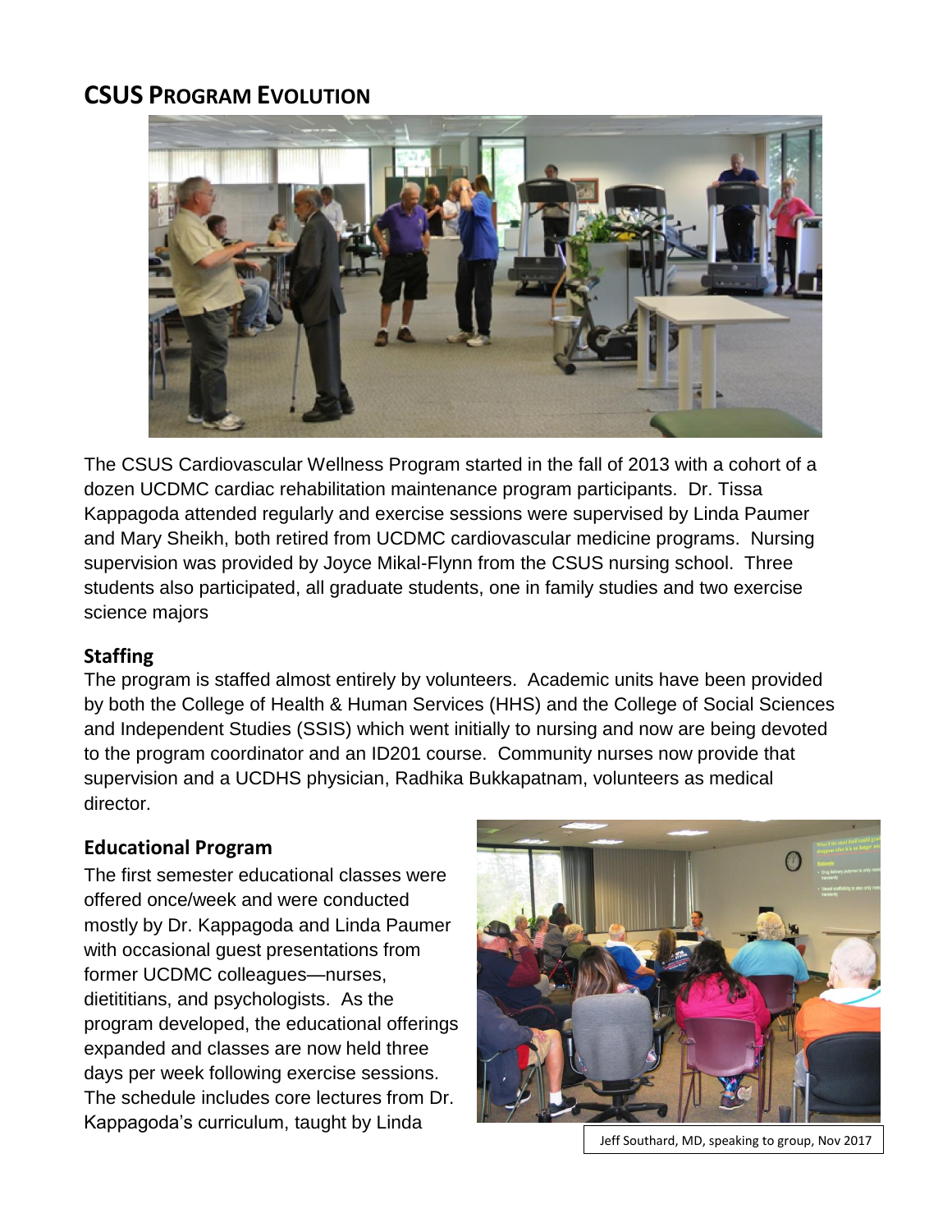## CSUS Program Evolution

The CSUS Cardiovascular Wellness Program started in the fall of 2013 with a cohort of a dozen UCDMC cardiac rehabilitation maintenance program participants. Dr. Tissa Kappagoda attended regularly and exercise sessions were supervised by Linda Paumer and Mary Sheikh, both retired from UCDMC cardiovascular medicine programs. Nursing supervision was provided by Joyce Mikal-Flynn from the CSUS nursing school. Three students also participated, all graduate students, one in family studies and two exercise science majors

### Staffing

The program is staffed almost entirely by volunteers. Academic units have been provided by both the College of Health & Human Services (HHS) and the College of Social Sciences and Independent Studies (SSIS) which went initially to nursing and now are being devoted to the program coordinator and an ID201 course. Community nurses now provide that supervision and a UCDHS physician, Radhika Bukkapatnam, volunteers as medical director.

### Educational Program

The first semester educational classes were offered once/week and were conducted mostly by Dr. Kappagoda and Linda Paumer with occasional guest presentations from former UCDMC colleagues—nurses, dietititians, and psychologists. As the program developed, the educational offerings expanded and classes are now held three days per week following exercise sessions. The schedule includes core lectures from Dr. Kappagoda's curriculum, taught by Linda

Jeff Southard, MD, speaking to group, Nov 2017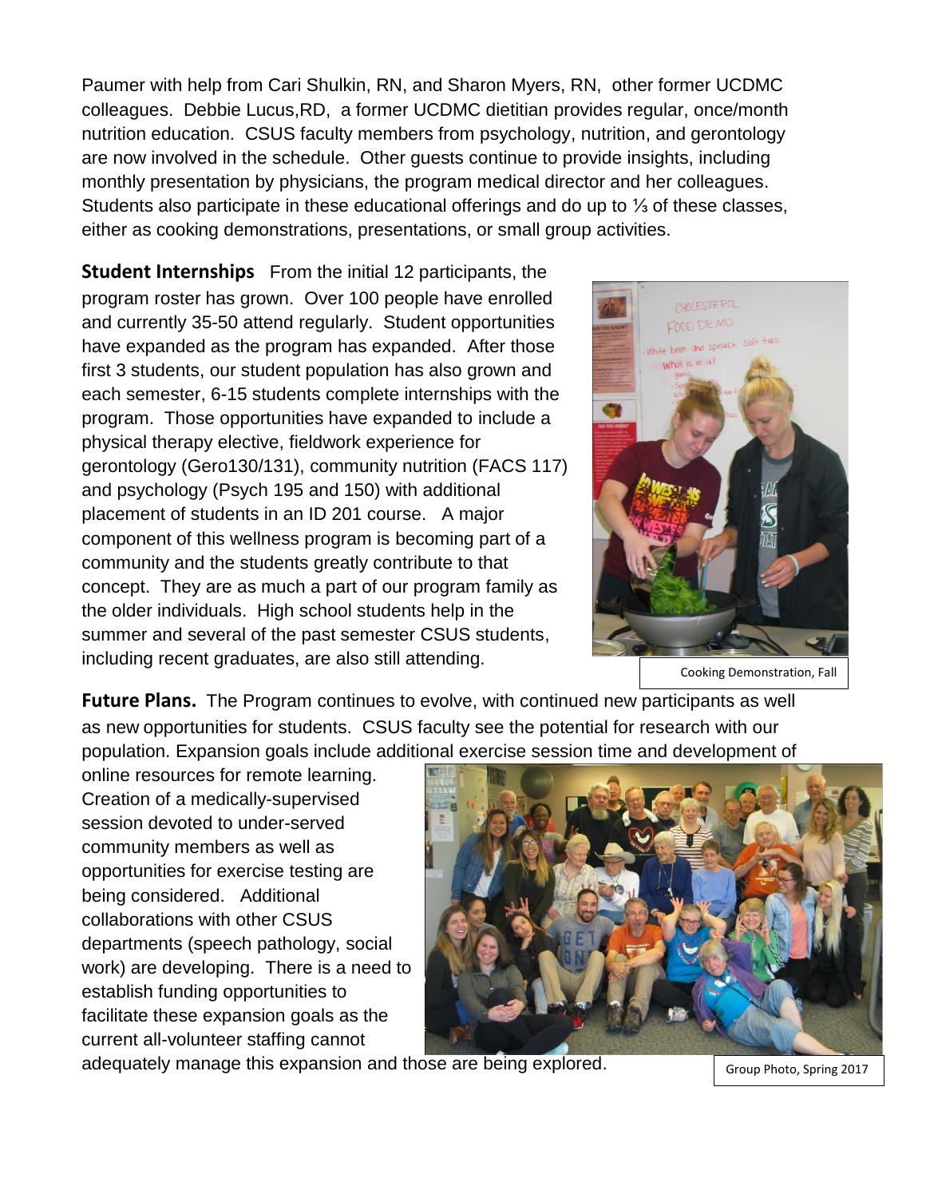Paumer with help from Cari Shulkin, RN, and Sharon Myers, RN, other former UCDMC colleagues. Debbie Lucus,RD, a former UCDMC dietitian provides regular, once/month nutrition education. CSUS faculty members from psychology, nutrition, and gerontology are now involved in the schedule. Other guests continue to provide insights, including monthly presentation by physicians, the program medical director and her colleagues. Students also participate in these educational offerings and do up to ⅓ of these classes, either as cooking demonstrations, presentations, or small group activities.

**Student Internships** From the initial 12 participants, the program roster has grown. Over 100 people have enrolled and currently 35-50 attend regularly. Student opportunities have expanded as the program has expanded. After those first 3 students, our student population has also grown and each semester, 6-15 students complete internships with the program. Those opportunities have expanded to include a physical therapy elective, fieldwork experience for gerontology (Gero130/131), community nutrition (FACS 117) and psychology (Psych 195 and 150) with additional placement of students in an ID 201 course. A major component of this wellness program is becoming part of a community and the students greatly contribute to that concept. They are as much a part of our program family as the older individuals. High school students help in the summer and several of the past semester CSUS students, including recent graduates, are also still attending.

Cooking Demonstration, Fall

**Future Plans.** The Program continues to evolve, with continued new participants as well as new opportunities for students. CSUS faculty see the potential for research with our population. Expansion goals include additional exercise session time and development of online resources for remote learning. Creation of a medically-supervised session devoted to under-served community members as well as opportunities for exercise testing are being considered. Additional collaborations with other CSUS departments (speech pathology, social work) are developing. There is a need to establish funding opportunities to facilitate these expansion goals as the current all-volunteer staffing cannot adequately manage this expansion and those are being explored.

Group Photo, Spring 2017